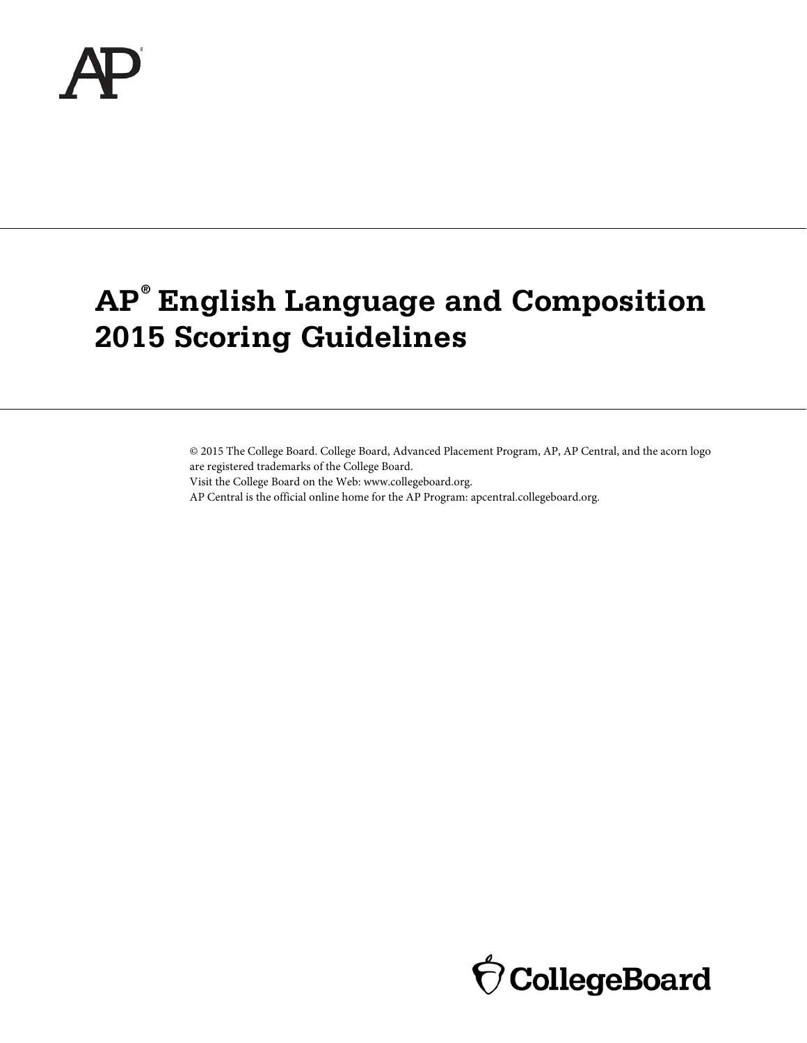# AP® English Language and Composition 2015 Scoring Guidelines

© 2015 The College Board. College Board, Advanced Placement Program, AP, AP Central, and the acorn logo are registered trademarks of the College Board.
Visit the College Board on the Web: www.collegeboard.org.
AP Central is the official online home for the AP Program: apcentral.collegeboard.org.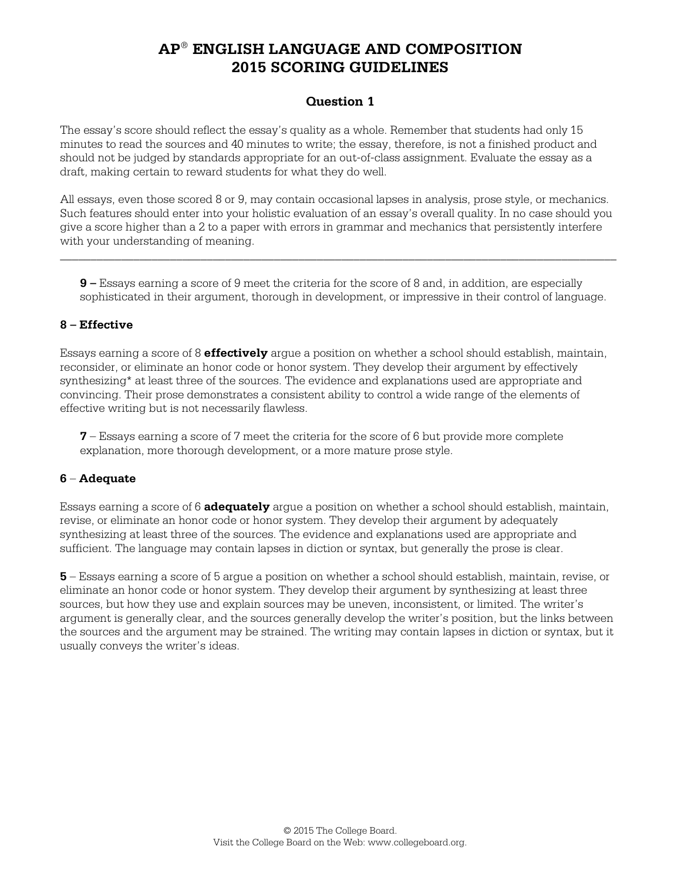# AP® ENGLISH LANGUAGE AND COMPOSITION
# 2015 SCORING GUIDELINES

## Question 1

The essay's score should reflect the essay's quality as a whole. Remember that students had only 15 minutes to read the sources and 40 minutes to write; the essay, therefore, is not a finished product and should not be judged by standards appropriate for an out-of-class assignment. Evaluate the essay as a draft, making certain to reward students for what they do well.

All essays, even those scored 8 or 9, may contain occasional lapses in analysis, prose style, or mechanics. Such features should enter into your holistic evaluation of an essay's overall quality. In no case should you give a score higher than a 2 to a paper with errors in grammar and mechanics that persistently interfere with your understanding of meaning.

---

**9 –** Essays earning a score of 9 meet the criteria for the score of 8 and, in addition, are especially sophisticated in their argument, thorough in development, or impressive in their control of language.

### 8 – Effective

Essays earning a score of 8 **effectively** argue a position on whether a school should establish, maintain, reconsider, or eliminate an honor code or honor system. They develop their argument by effectively synthesizing* at least three of the sources. The evidence and explanations used are appropriate and convincing. Their prose demonstrates a consistent ability to control a wide range of the elements of effective writing but is not necessarily flawless.

**7** – Essays earning a score of 7 meet the criteria for the score of 6 but provide more complete explanation, more thorough development, or a more mature prose style.

### 6 – Adequate

Essays earning a score of 6 **adequately** argue a position on whether a school should establish, maintain, revise, or eliminate an honor code or honor system. They develop their argument by adequately synthesizing at least three of the sources. The evidence and explanations used are appropriate and sufficient. The language may contain lapses in diction or syntax, but generally the prose is clear.

**5** – Essays earning a score of 5 argue a position on whether a school should establish, maintain, revise, or eliminate an honor code or honor system. They develop their argument by synthesizing at least three sources, but how they use and explain sources may be uneven, inconsistent, or limited. The writer's argument is generally clear, and the sources generally develop the writer's position, but the links between the sources and the argument may be strained. The writing may contain lapses in diction or syntax, but it usually conveys the writer's ideas.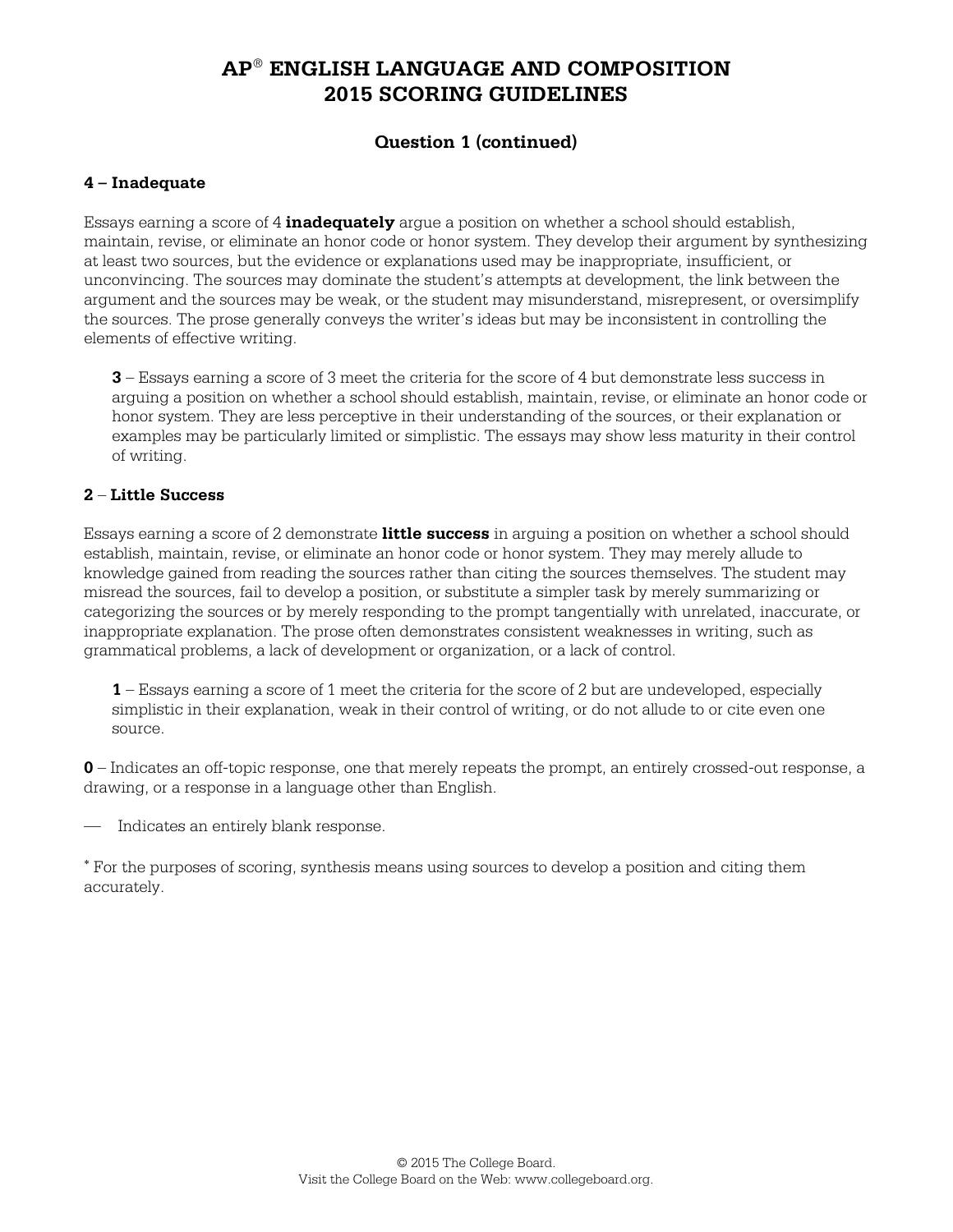# AP® ENGLISH LANGUAGE AND COMPOSITION 2015 SCORING GUIDELINES

## Question 1 (continued)

### 4 – Inadequate

Essays earning a score of 4 **inadequately** argue a position on whether a school should establish, maintain, revise, or eliminate an honor code or honor system. They develop their argument by synthesizing at least two sources, but the evidence or explanations used may be inappropriate, insufficient, or unconvincing. The sources may dominate the student's attempts at development, the link between the argument and the sources may be weak, or the student may misunderstand, misrepresent, or oversimplify the sources. The prose generally conveys the writer's ideas but may be inconsistent in controlling the elements of effective writing.

> **3** – Essays earning a score of 3 meet the criteria for the score of 4 but demonstrate less success in arguing a position on whether a school should establish, maintain, revise, or eliminate an honor code or honor system. They are less perceptive in their understanding of the sources, or their explanation or examples may be particularly limited or simplistic. The essays may show less maturity in their control of writing.

### 2 – Little Success

Essays earning a score of 2 demonstrate **little success** in arguing a position on whether a school should establish, maintain, revise, or eliminate an honor code or honor system. They may merely allude to knowledge gained from reading the sources rather than citing the sources themselves. The student may misread the sources, fail to develop a position, or substitute a simpler task by merely summarizing or categorizing the sources or by merely responding to the prompt tangentially with unrelated, inaccurate, or inappropriate explanation. The prose often demonstrates consistent weaknesses in writing, such as grammatical problems, a lack of development or organization, or a lack of control.

> **1** – Essays earning a score of 1 meet the criteria for the score of 2 but are undeveloped, especially simplistic in their explanation, weak in their control of writing, or do not allude to or cite even one source.

**0** – Indicates an off-topic response, one that merely repeats the prompt, an entirely crossed-out response, a drawing, or a response in a language other than English.

— Indicates an entirely blank response.

* For the purposes of scoring, synthesis means using sources to develop a position and citing them accurately.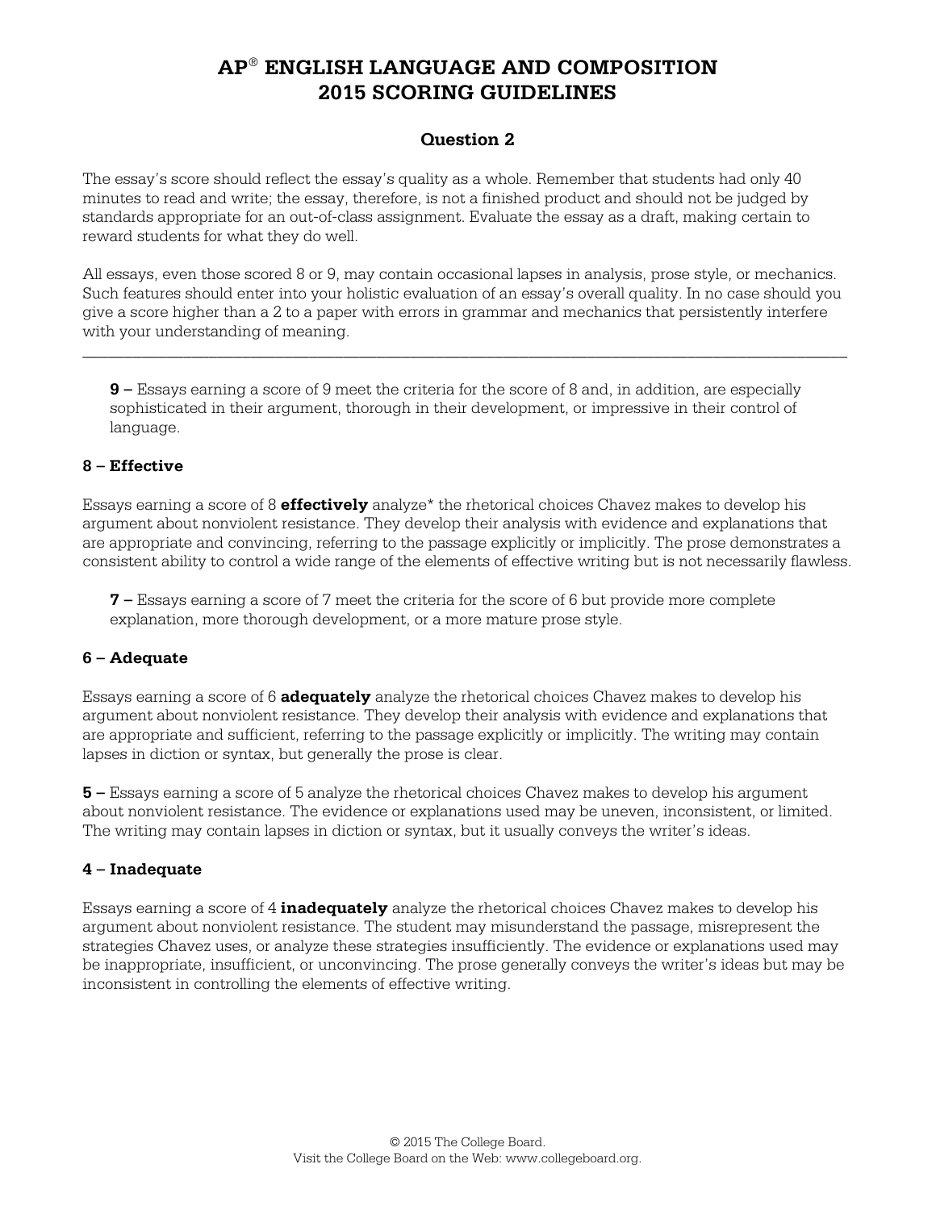# AP® ENGLISH LANGUAGE AND COMPOSITION
# 2015 SCORING GUIDELINES

## Question 2

The essay's score should reflect the essay's quality as a whole. Remember that students had only 40 minutes to read and write; the essay, therefore, is not a finished product and should not be judged by standards appropriate for an out-of-class assignment. Evaluate the essay as a draft, making certain to reward students for what they do well.

All essays, even those scored 8 or 9, may contain occasional lapses in analysis, prose style, or mechanics. Such features should enter into your holistic evaluation of an essay's overall quality. In no case should you give a score higher than a 2 to a paper with errors in grammar and mechanics that persistently interfere with your understanding of meaning.

---

**9 –** Essays earning a score of 9 meet the criteria for the score of 8 and, in addition, are especially sophisticated in their argument, thorough in their development, or impressive in their control of language.

### 8 – Effective

Essays earning a score of 8 **effectively** analyze* the rhetorical choices Chavez makes to develop his argument about nonviolent resistance. They develop their analysis with evidence and explanations that are appropriate and convincing, referring to the passage explicitly or implicitly. The prose demonstrates a consistent ability to control a wide range of the elements of effective writing but is not necessarily flawless.

**7 –** Essays earning a score of 7 meet the criteria for the score of 6 but provide more complete explanation, more thorough development, or a more mature prose style.

### 6 – Adequate

Essays earning a score of 6 **adequately** analyze the rhetorical choices Chavez makes to develop his argument about nonviolent resistance. They develop their analysis with evidence and explanations that are appropriate and sufficient, referring to the passage explicitly or implicitly. The writing may contain lapses in diction or syntax, but generally the prose is clear.

**5 –** Essays earning a score of 5 analyze the rhetorical choices Chavez makes to develop his argument about nonviolent resistance. The evidence or explanations used may be uneven, inconsistent, or limited. The writing may contain lapses in diction or syntax, but it usually conveys the writer's ideas.

### 4 – Inadequate

Essays earning a score of 4 **inadequately** analyze the rhetorical choices Chavez makes to develop his argument about nonviolent resistance. The student may misunderstand the passage, misrepresent the strategies Chavez uses, or analyze these strategies insufficiently. The evidence or explanations used may be inappropriate, insufficient, or unconvincing. The prose generally conveys the writer's ideas but may be inconsistent in controlling the elements of effective writing.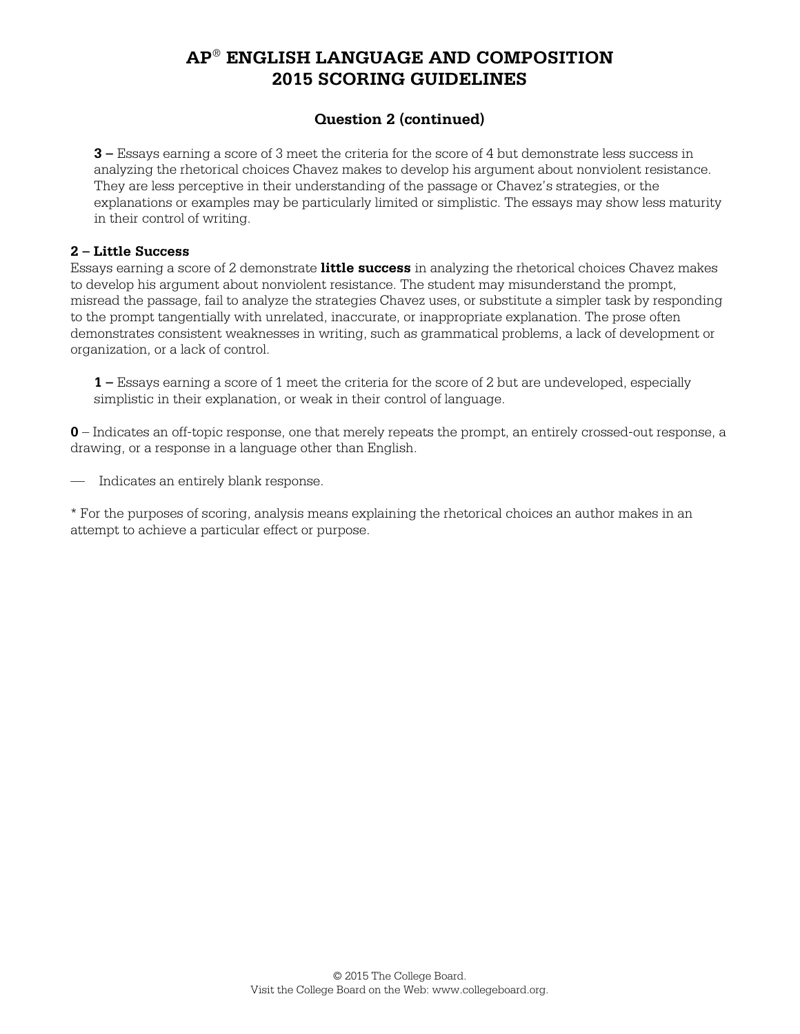# AP® ENGLISH LANGUAGE AND COMPOSITION
# 2015 SCORING GUIDELINES

## Question 2 (continued)

**3 –** Essays earning a score of 3 meet the criteria for the score of 4 but demonstrate less success in analyzing the rhetorical choices Chavez makes to develop his argument about nonviolent resistance. They are less perceptive in their understanding of the passage or Chavez's strategies, or the explanations or examples may be particularly limited or simplistic. The essays may show less maturity in their control of writing.

**2 – Little Success**
Essays earning a score of 2 demonstrate **little success** in analyzing the rhetorical choices Chavez makes to develop his argument about nonviolent resistance. The student may misunderstand the prompt, misread the passage, fail to analyze the strategies Chavez uses, or substitute a simpler task by responding to the prompt tangentially with unrelated, inaccurate, or inappropriate explanation. The prose often demonstrates consistent weaknesses in writing, such as grammatical problems, a lack of development or organization, or a lack of control.

**1 –** Essays earning a score of 1 meet the criteria for the score of 2 but are undeveloped, especially simplistic in their explanation, or weak in their control of language.

**0** – Indicates an off-topic response, one that merely repeats the prompt, an entirely crossed-out response, a drawing, or a response in a language other than English.

— Indicates an entirely blank response.

* For the purposes of scoring, analysis means explaining the rhetorical choices an author makes in an attempt to achieve a particular effect or purpose.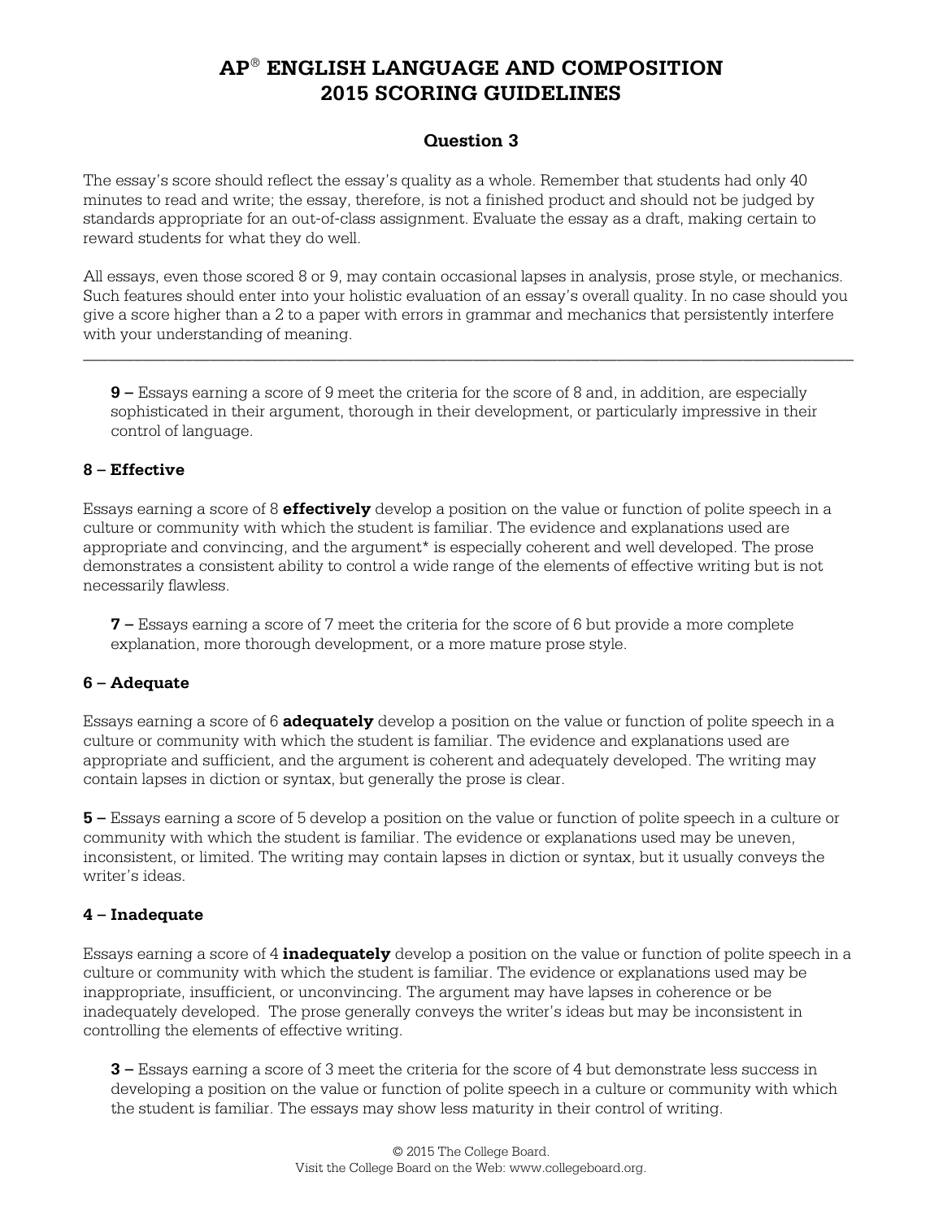# AP® ENGLISH LANGUAGE AND COMPOSITION 2015 SCORING GUIDELINES

## Question 3

The essay's score should reflect the essay's quality as a whole. Remember that students had only 40 minutes to read and write; the essay, therefore, is not a finished product and should not be judged by standards appropriate for an out-of-class assignment. Evaluate the essay as a draft, making certain to reward students for what they do well.

All essays, even those scored 8 or 9, may contain occasional lapses in analysis, prose style, or mechanics. Such features should enter into your holistic evaluation of an essay's overall quality. In no case should you give a score higher than a 2 to a paper with errors in grammar and mechanics that persistently interfere with your understanding of meaning.

---

> **9 –** Essays earning a score of 9 meet the criteria for the score of 8 and, in addition, are especially sophisticated in their argument, thorough in their development, or particularly impressive in their control of language.

### 8 – Effective

Essays earning a score of 8 **effectively** develop a position on the value or function of polite speech in a culture or community with which the student is familiar. The evidence and explanations used are appropriate and convincing, and the argument* is especially coherent and well developed. The prose demonstrates a consistent ability to control a wide range of the elements of effective writing but is not necessarily flawless.

> **7 –** Essays earning a score of 7 meet the criteria for the score of 6 but provide a more complete explanation, more thorough development, or a more mature prose style.

### 6 – Adequate

Essays earning a score of 6 **adequately** develop a position on the value or function of polite speech in a culture or community with which the student is familiar. The evidence and explanations used are appropriate and sufficient, and the argument is coherent and adequately developed. The writing may contain lapses in diction or syntax, but generally the prose is clear.

**5 –** Essays earning a score of 5 develop a position on the value or function of polite speech in a culture or community with which the student is familiar. The evidence or explanations used may be uneven, inconsistent, or limited. The writing may contain lapses in diction or syntax, but it usually conveys the writer's ideas.

### 4 – Inadequate

Essays earning a score of 4 **inadequately** develop a position on the value or function of polite speech in a culture or community with which the student is familiar. The evidence or explanations used may be inappropriate, insufficient, or unconvincing. The argument may have lapses in coherence or be inadequately developed. The prose generally conveys the writer's ideas but may be inconsistent in controlling the elements of effective writing.

> **3 –** Essays earning a score of 3 meet the criteria for the score of 4 but demonstrate less success in developing a position on the value or function of polite speech in a culture or community with which the student is familiar. The essays may show less maturity in their control of writing.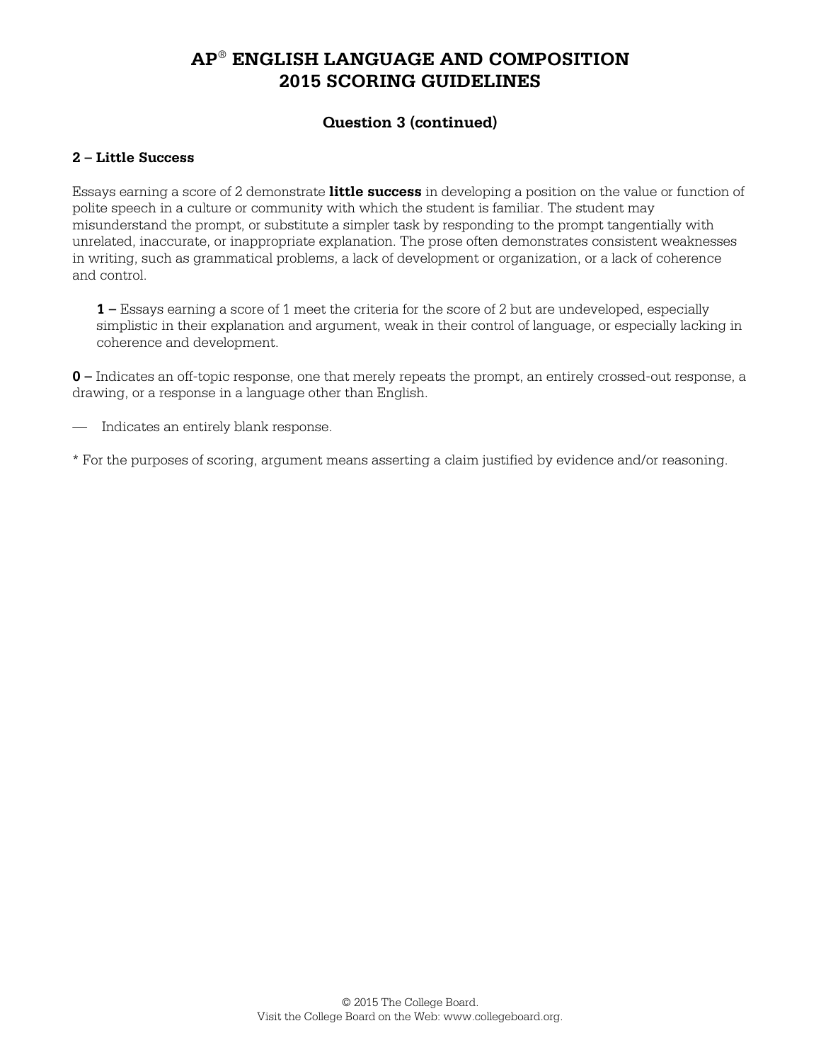# AP® ENGLISH LANGUAGE AND COMPOSITION 2015 SCORING GUIDELINES

## Question 3 (continued)

**2 – Little Success**

Essays earning a score of 2 demonstrate **little success** in developing a position on the value or function of polite speech in a culture or community with which the student is familiar. The student may misunderstand the prompt, or substitute a simpler task by responding to the prompt tangentially with unrelated, inaccurate, or inappropriate explanation. The prose often demonstrates consistent weaknesses in writing, such as grammatical problems, a lack of development or organization, or a lack of coherence and control.

> **1 –** Essays earning a score of 1 meet the criteria for the score of 2 but are undeveloped, especially simplistic in their explanation and argument, weak in their control of language, or especially lacking in coherence and development.

**0 –** Indicates an off-topic response, one that merely repeats the prompt, an entirely crossed-out response, a drawing, or a response in a language other than English.

— Indicates an entirely blank response.

* For the purposes of scoring, argument means asserting a claim justified by evidence and/or reasoning.